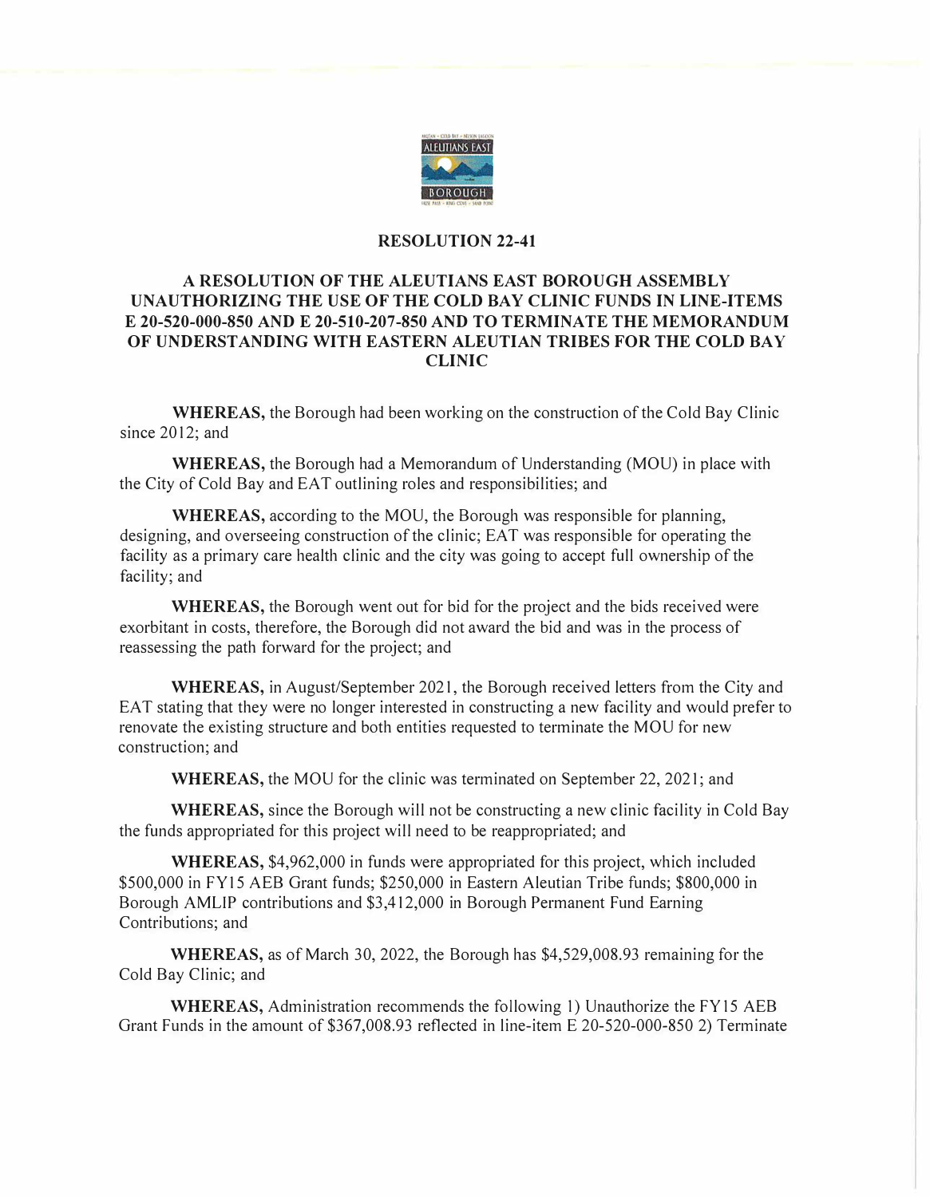# RESOLUTION 22-41

## A RESOLUTION OF THE ALEUTIANS EAST BOROUGH ASSEMBLY UNAUTHORIZING THE USE OF THE COLD BAY CLINIC FUNDS IN LINE-ITEMS E 20-520-000-850 AND E 20-510-207-850 AND TO TERMINATE THE MEMORANDUM OF UNDERSTANDING WITH EASTERN ALEUTIAN TRIBES FOR THE COLD BAY CLINIC

**WHEREAS,** the Borough had been working on the construction of the Cold Bay Clinic since 2012; and

**WHEREAS,** the Borough had a Memorandum of Understanding (MOU) in place with the City of Cold Bay and EAT outlining roles and responsibilities; and

**WHEREAS,** according to the MOU, the Borough was responsible for planning, designing, and overseeing construction of the clinic; EAT was responsible for operating the facility as a primary care health clinic and the city was going to accept full ownership of the facility; and

**WHEREAS,** the Borough went out for bid for the project and the bids received were exorbitant in costs, therefore, the Borough did not award the bid and was in the process of reassessing the path forward for the project; and

**WHEREAS,** in August/September 2021, the Borough received letters from the City and EAT stating that they were no longer interested in constructing a new facility and would prefer to renovate the existing structure and both entities requested to terminate the MOU for new construction; and

**WHEREAS,** the MOU for the clinic was terminated on September 22, 2021; and

**WHEREAS,** since the Borough will not be constructing a new clinic facility in Cold Bay the funds appropriated for this project will need to be reappropriated; and

**WHEREAS,** $4,962,000 in funds were appropriated for this project, which included $500,000 in FY15 AEB Grant funds; $250,000 in Eastern Aleutian Tribe funds; $800,000 in Borough AMLIP contributions and $3,412,000 in Borough Permanent Fund Earning Contributions; and

**WHEREAS,** as of March 30, 2022, the Borough has $4,529,008.93 remaining for the Cold Bay Clinic; and

**WHEREAS,** Administration recommends the following 1) Unauthorize the FY15 AEB Grant Funds in the amount of $367,008.93 reflected in line-item E 20-520-000-850 2) Terminate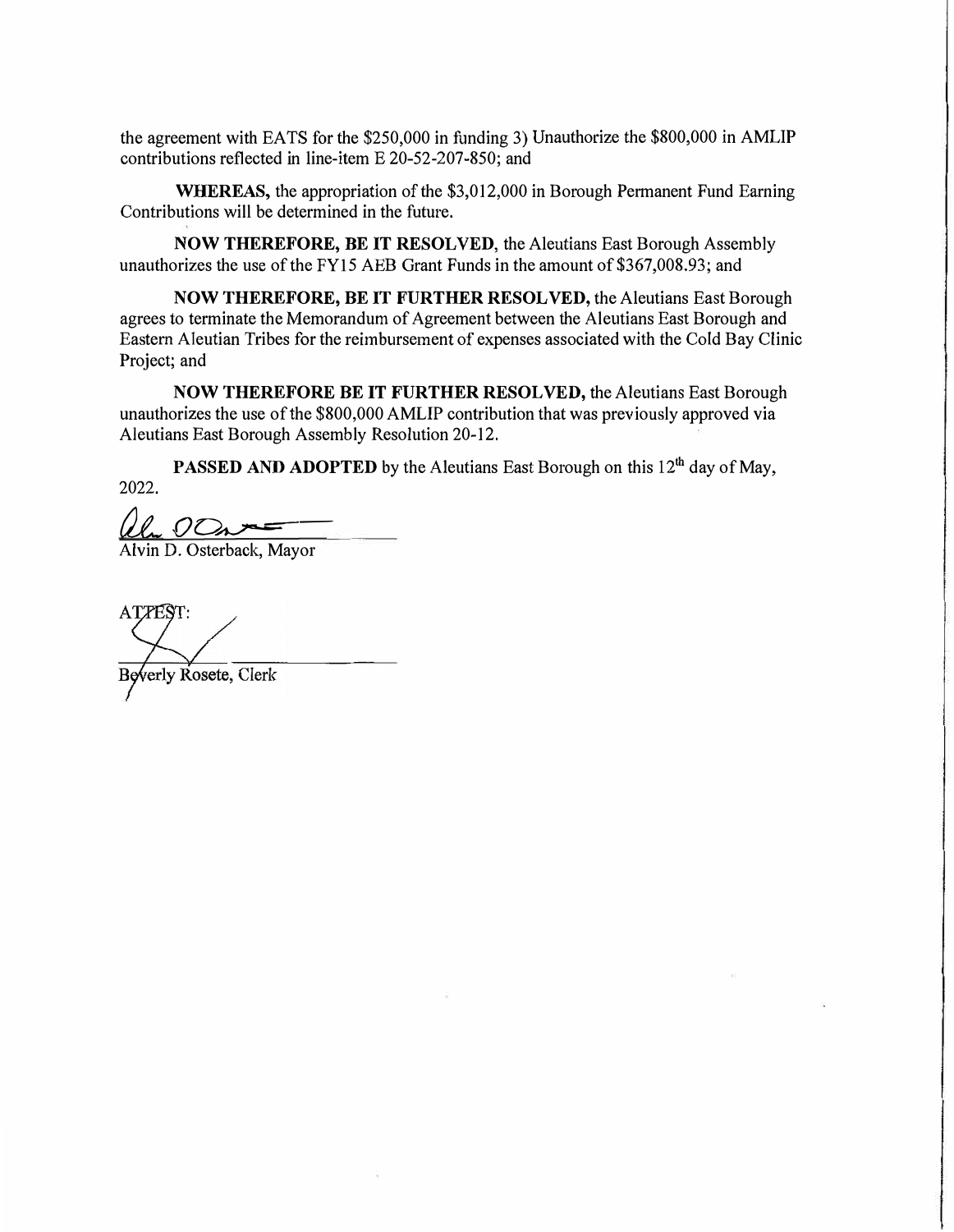the agreement with EATS for the $250,000 in funding 3) Unauthorize the $800,000 in AMLIP contributions reflected in line-item E 20-52-207-850; and

**WHEREAS,** the appropriation of the $3,012,000 in Borough Permanent Fund Earning Contributions will be determined in the future.

**NOW THEREFORE, BE IT RESOLVED**, the Aleutians East Borough Assembly unauthorizes the use of the FY15 AEB Grant Funds in the amount of $367,008.93; and

**NOW THEREFORE, BE IT FURTHER RESOLVED,** the Aleutians East Borough agrees to terminate the Memorandum of Agreement between the Aleutians East Borough and Eastern Aleutian Tribes for the reimbursement of expenses associated with the Cold Bay Clinic Project; and

**NOW THEREFORE BE IT FURTHER RESOLVED,** the Aleutians East Borough unauthorizes the use of the $800,000 AMLIP contribution that was previously approved via Aleutians East Borough Assembly Resolution 20-12.

**PASSED AND ADOPTED** by the Aleutians East Borough on this 12th day of May, 2022.

Alvin D. Osterback, Mayor

ATTEST:

Beverly Rosete, Clerk